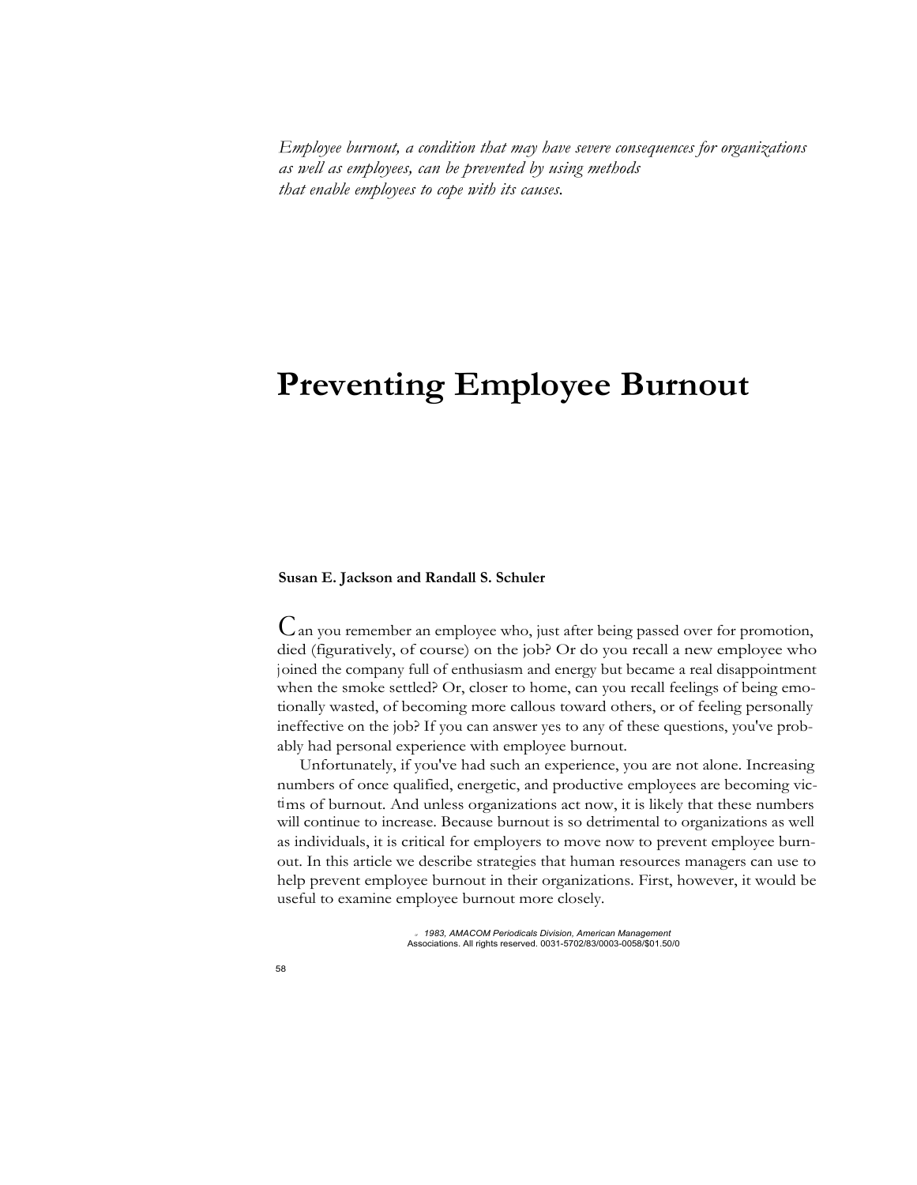*Employee burnout, a condition that may have severe consequences for organizations as well as employees, can be prevented by using methods that enable employees to cope with its causes.*

# Preventing Employee Burnout

**Susan E. Jackson and Randall S. Schuler**

Can you remember an employee who, just after being passed over for promotion, died (figuratively, of course) on the job? Or do you recall a new employee who joined the company full of enthusiasm and energy but became a real disappointment when the smoke settled? Or, closer to home, can you recall feelings of being emotionally wasted, of becoming more callous toward others, or of feeling personally ineffective on the job? If you can answer yes to any of these questions, you've probably had personal experience with employee burnout.

Unfortunately, if you've had such an experience, you are not alone. Increasing numbers of once qualified, energetic, and productive employees are becoming victims of burnout. And unless organizations act now, it is likely that these numbers will continue to increase. Because burnout is so detrimental to organizations as well as individuals, it is critical for employers to move now to prevent employee burnout. In this article we describe strategies that human resources managers can use to help prevent employee burnout in their organizations. First, however, it would be useful to examine employee burnout more closely.

© 1983, AMACOM Periodicals Division, American Management Associations. All rights reserved. 0031-5702/83/0003-0058/$01.50/0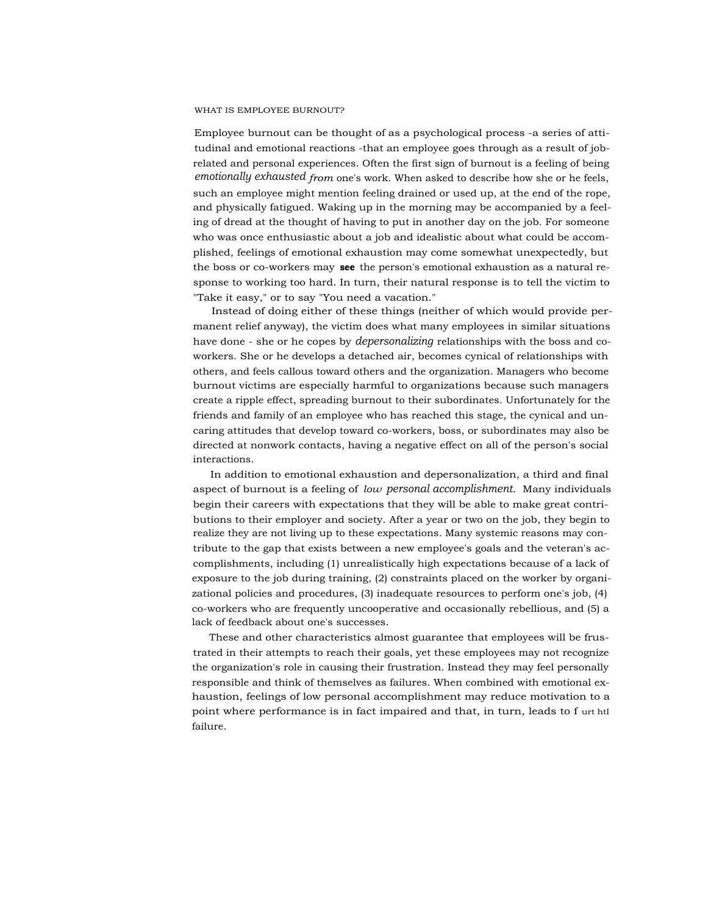## WHAT IS EMPLOYEE BURNOUT?

Employee burnout can be thought of as a psychological process -a series of attitudinal and emotional reactions -that an employee goes through as a result of job-related and personal experiences. Often the first sign of burnout is a feeling of being *emotionally exhausted from* one's work. When asked to describe how she or he feels, such an employee might mention feeling drained or used up, at the end of the rope, and physically fatigued. Waking up in the morning may be accompanied by a feeling of dread at the thought of having to put in another day on the job. For someone who was once enthusiastic about a job and idealistic about what could be accomplished, feelings of emotional exhaustion may come somewhat unexpectedly, but the boss or co-workers may **see** the person's emotional exhaustion as a natural response to working too hard. In turn, their natural response is to tell the victim to "Take it easy," or to say "You need a vacation."

Instead of doing either of these things (neither of which would provide permanent relief anyway), the victim does what many employees in similar situations have done - she or he copes by *depersonalizing* relationships with the boss and co-workers. She or he develops a detached air, becomes cynical of relationships with others, and feels callous toward others and the organization. Managers who become burnout victims are especially harmful to organizations because such managers create a ripple effect, spreading burnout to their subordinates. Unfortunately for the friends and family of an employee who has reached this stage, the cynical and uncaring attitudes that develop toward co-workers, boss, or subordinates may also be directed at nonwork contacts, having a negative effect on all of the person's social interactions.

In addition to emotional exhaustion and depersonalization, a third and final aspect of burnout is a feeling of *low personal accomplishment.* Many individuals begin their careers with expectations that they will be able to make great contributions to their employer and society. After a year or two on the job, they begin to realize they are not living up to these expectations. Many systemic reasons may contribute to the gap that exists between a new employee's goals and the veteran's accomplishments, including (1) unrealistically high expectations because of a lack of exposure to the job during training, (2) constraints placed on the worker by organizational policies and procedures, (3) inadequate resources to perform one's job, (4) co-workers who are frequently uncooperative and occasionally rebellious, and (5) a lack of feedback about one's successes.

These and other characteristics almost guarantee that employees will be frustrated in their attempts to reach their goals, yet these employees may not recognize the organization's role in causing their frustration. Instead they may feel personally responsible and think of themselves as failures. When combined with emotional exhaustion, feelings of low personal accomplishment may reduce motivation to a point where performance is in fact impaired and that, in turn, leads to further failure.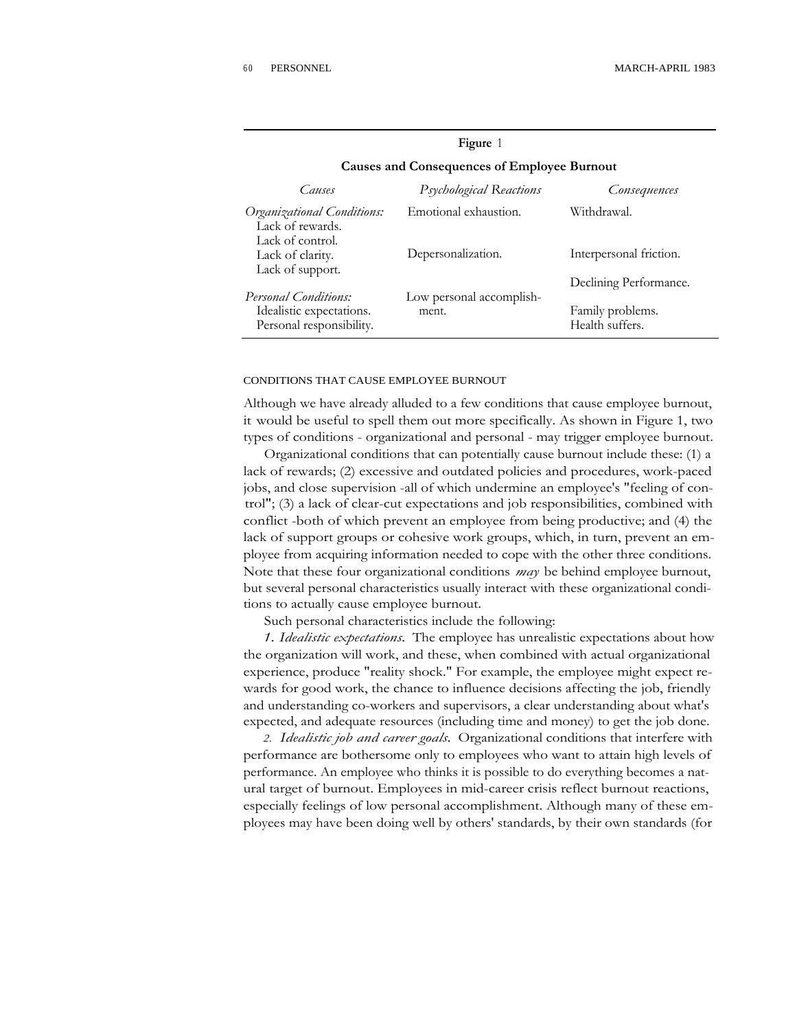**Figure 1**

**Causes and Consequences of Employee Burnout**

| *Causes* | *Psychological Reactions* | *Consequences* |
|---|---|---|
| *Organizational Conditions:* | Emotional exhaustion. | Withdrawal. |
| Lack of rewards. | | |
| Lack of control. | | |
| Lack of clarity. | Depersonalization. | Interpersonal friction. |
| Lack of support. | | |
| | | Declining Performance. |
| *Personal Conditions:* | Low personal accomplishment. | |
| Idealistic expectations. | | Family problems. |
| Personal responsibility. | | Health suffers. |

## CONDITIONS THAT CAUSE EMPLOYEE BURNOUT

Although we have already alluded to a few conditions that cause employee burnout, it would be useful to spell them out more specifically. As shown in Figure 1, two types of conditions - organizational and personal - may trigger employee burnout.

Organizational conditions that can potentially cause burnout include these: (1) a lack of rewards; (2) excessive and outdated policies and procedures, work-paced jobs, and close supervision -all of which undermine an employee's "feeling of control"; (3) a lack of clear-cut expectations and job responsibilities, combined with conflict -both of which prevent an employee from being productive; and (4) the lack of support groups or cohesive work groups, which, in turn, prevent an employee from acquiring information needed to cope with the other three conditions. Note that these four organizational conditions *may* be behind employee burnout, but several personal characteristics usually interact with these organizational conditions to actually cause employee burnout.

Such personal characteristics include the following:

*1. Idealistic expectations.* The employee has unrealistic expectations about how the organization will work, and these, when combined with actual organizational experience, produce "reality shock." For example, the employee might expect rewards for good work, the chance to influence decisions affecting the job, friendly and understanding co-workers and supervisors, a clear understanding about what's expected, and adequate resources (including time and money) to get the job done.

*2. Idealistic job and career goals.* Organizational conditions that interfere with performance are bothersome only to employees who want to attain high levels of performance. An employee who thinks it is possible to do everything becomes a natural target of burnout. Employees in mid-career crisis reflect burnout reactions, especially feelings of low personal accomplishment. Although many of these employees may have been doing well by others' standards, by their own standards (for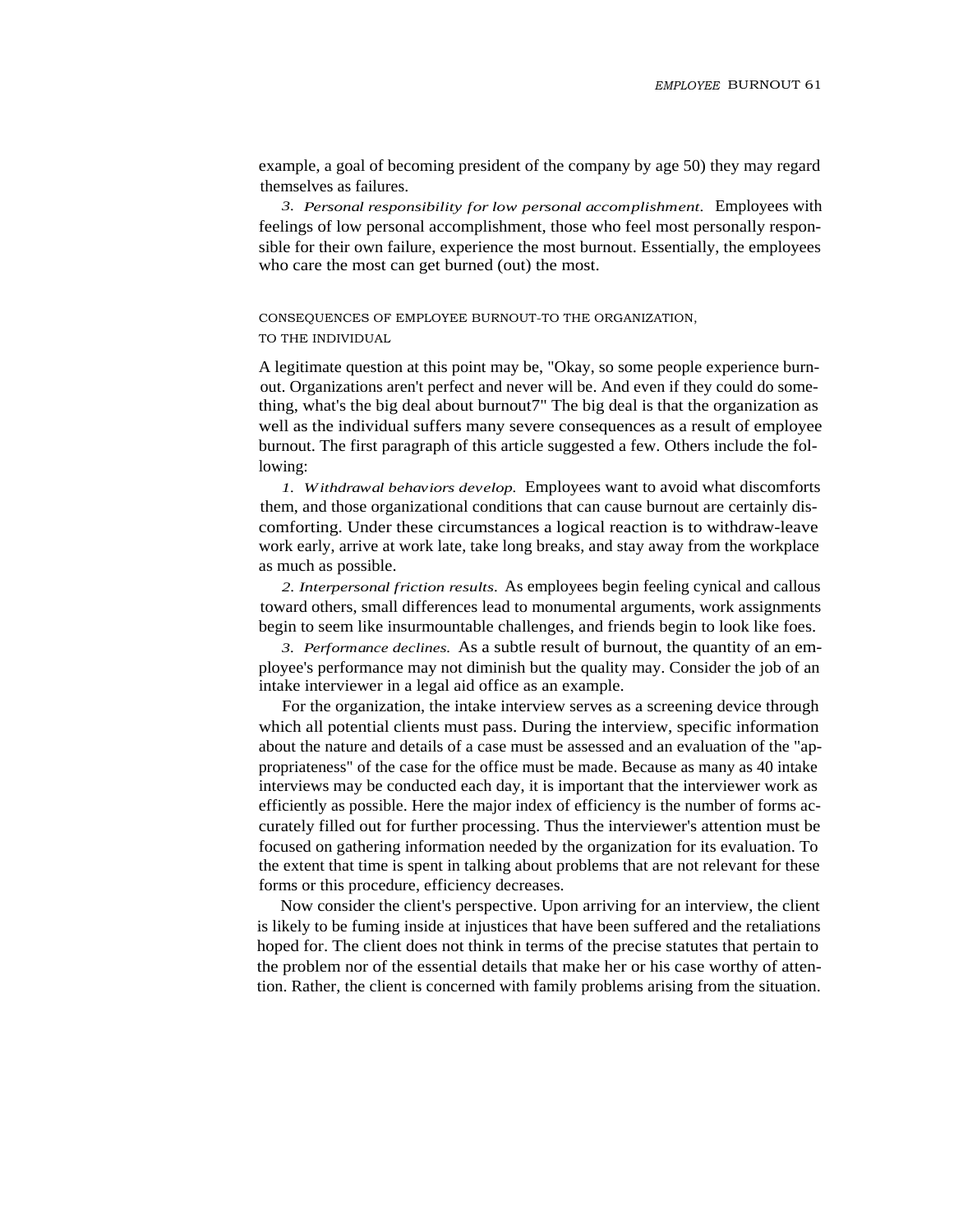example, a goal of becoming president of the company by age 50) they may regard themselves as failures.

3. *Personal responsibility for low personal accomplishment.* Employees with feelings of low personal accomplishment, those who feel most personally responsible for their own failure, experience the most burnout. Essentially, the employees who care the most can get burned (out) the most.

## CONSEQUENCES OF EMPLOYEE BURNOUT-TO THE ORGANIZATION, TO THE INDIVIDUAL

A legitimate question at this point may be, "Okay, so some people experience burnout. Organizations aren't perfect and never will be. And even if they could do something, what's the big deal about burnout7" The big deal is that the organization as well as the individual suffers many severe consequences as a result of employee burnout. The first paragraph of this article suggested a few. Others include the following:

1. *Withdrawal behaviors develop.* Employees want to avoid what discomforts them, and those organizational conditions that can cause burnout are certainly discomforting. Under these circumstances a logical reaction is to withdraw-leave work early, arrive at work late, take long breaks, and stay away from the workplace as much as possible.

2. *Interpersonal friction results.* As employees begin feeling cynical and callous toward others, small differences lead to monumental arguments, work assignments begin to seem like insurmountable challenges, and friends begin to look like foes.

3. *Performance declines.* As a subtle result of burnout, the quantity of an employee's performance may not diminish but the quality may. Consider the job of an intake interviewer in a legal aid office as an example.

For the organization, the intake interview serves as a screening device through which all potential clients must pass. During the interview, specific information about the nature and details of a case must be assessed and an evaluation of the "appropriateness" of the case for the office must be made. Because as many as 40 intake interviews may be conducted each day, it is important that the interviewer work as efficiently as possible. Here the major index of efficiency is the number of forms accurately filled out for further processing. Thus the interviewer's attention must be focused on gathering information needed by the organization for its evaluation. To the extent that time is spent in talking about problems that are not relevant for these forms or this procedure, efficiency decreases.

Now consider the client's perspective. Upon arriving for an interview, the client is likely to be fuming inside at injustices that have been suffered and the retaliations hoped for. The client does not think in terms of the precise statutes that pertain to the problem nor of the essential details that make her or his case worthy of attention. Rather, the client is concerned with family problems arising from the situation.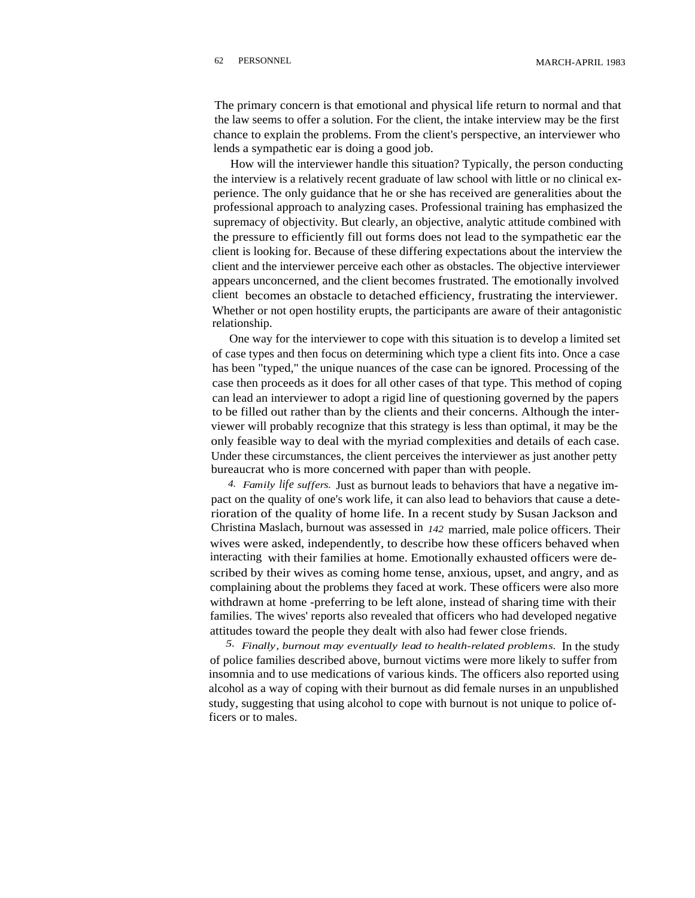The primary concern is that emotional and physical life return to normal and that the law seems to offer a solution. For the client, the intake interview may be the first chance to explain the problems. From the client's perspective, an interviewer who lends a sympathetic ear is doing a good job.

How will the interviewer handle this situation? Typically, the person conducting the interview is a relatively recent graduate of law school with little or no clinical experience. The only guidance that he or she has received are generalities about the professional approach to analyzing cases. Professional training has emphasized the supremacy of objectivity. But clearly, an objective, analytic attitude combined with the pressure to efficiently fill out forms does not lead to the sympathetic ear the client is looking for. Because of these differing expectations about the interview the client and the interviewer perceive each other as obstacles. The objective interviewer appears unconcerned, and the client becomes frustrated. The emotionally involved client becomes an obstacle to detached efficiency, frustrating the interviewer. Whether or not open hostility erupts, the participants are aware of their antagonistic relationship.

One way for the interviewer to cope with this situation is to develop a limited set of case types and then focus on determining which type a client fits into. Once a case has been "typed," the unique nuances of the case can be ignored. Processing of the case then proceeds as it does for all other cases of that type. This method of coping can lead an interviewer to adopt a rigid line of questioning governed by the papers to be filled out rather than by the clients and their concerns. Although the interviewer will probably recognize that this strategy is less than optimal, it may be the only feasible way to deal with the myriad complexities and details of each case. Under these circumstances, the client perceives the interviewer as just another petty bureaucrat who is more concerned with paper than with people.

*4. Family life suffers.* Just as burnout leads to behaviors that have a negative impact on the quality of one's work life, it can also lead to behaviors that cause a deterioration of the quality of home life. In a recent study by Susan Jackson and Christina Maslach, burnout was assessed in 142 married, male police officers. Their wives were asked, independently, to describe how these officers behaved when interacting with their families at home. Emotionally exhausted officers were described by their wives as coming home tense, anxious, upset, and angry, and as complaining about the problems they faced at work. These officers were also more withdrawn at home -preferring to be left alone, instead of sharing time with their families. The wives' reports also revealed that officers who had developed negative attitudes toward the people they dealt with also had fewer close friends.

*5. Finally, burnout may eventually lead to health-related problems.* In the study of police families described above, burnout victims were more likely to suffer from insomnia and to use medications of various kinds. The officers also reported using alcohol as a way of coping with their burnout as did female nurses in an unpublished study, suggesting that using alcohol to cope with burnout is not unique to police officers or to males.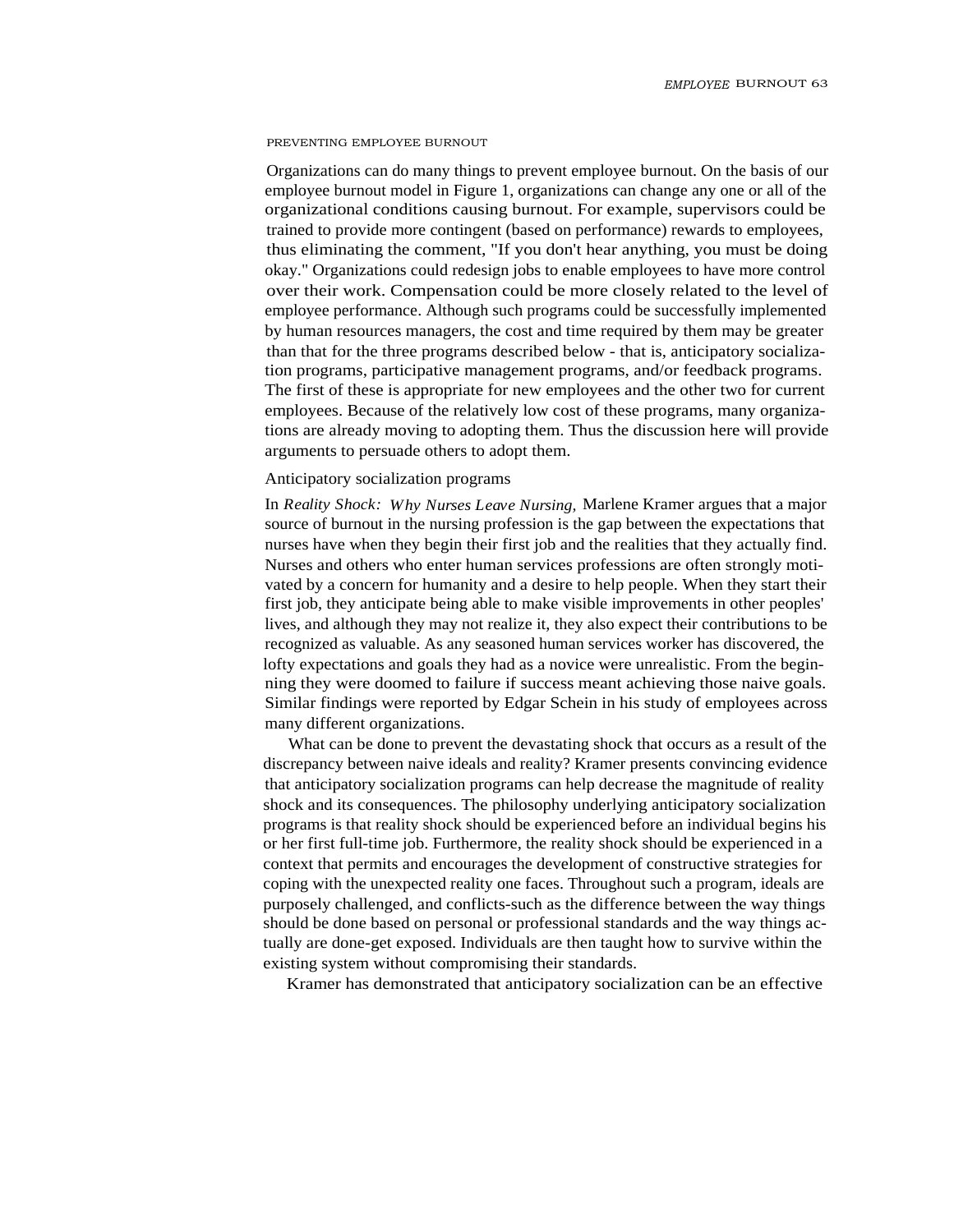## PREVENTING EMPLOYEE BURNOUT

Organizations can do many things to prevent employee burnout. On the basis of our employee burnout model in Figure 1, organizations can change any one or all of the organizational conditions causing burnout. For example, supervisors could be trained to provide more contingent (based on performance) rewards to employees, thus eliminating the comment, "If you don't hear anything, you must be doing okay." Organizations could redesign jobs to enable employees to have more control over their work. Compensation could be more closely related to the level of employee performance. Although such programs could be successfully implemented by human resources managers, the cost and time required by them may be greater than that for the three programs described below - that is, anticipatory socialization programs, participative management programs, and/or feedback programs. The first of these is appropriate for new employees and the other two for current employees. Because of the relatively low cost of these programs, many organizations are already moving to adopting them. Thus the discussion here will provide arguments to persuade others to adopt them.

### Anticipatory socialization programs

In *Reality Shock: Why Nurses Leave Nursing,* Marlene Kramer argues that a major source of burnout in the nursing profession is the gap between the expectations that nurses have when they begin their first job and the realities that they actually find. Nurses and others who enter human services professions are often strongly motivated by a concern for humanity and a desire to help people. When they start their first job, they anticipate being able to make visible improvements in other peoples' lives, and although they may not realize it, they also expect their contributions to be recognized as valuable. As any seasoned human services worker has discovered, the lofty expectations and goals they had as a novice were unrealistic. From the beginning they were doomed to failure if success meant achieving those naive goals. Similar findings were reported by Edgar Schein in his study of employees across many different organizations.

What can be done to prevent the devastating shock that occurs as a result of the discrepancy between naive ideals and reality? Kramer presents convincing evidence that anticipatory socialization programs can help decrease the magnitude of reality shock and its consequences. The philosophy underlying anticipatory socialization programs is that reality shock should be experienced before an individual begins his or her first full-time job. Furthermore, the reality shock should be experienced in a context that permits and encourages the development of constructive strategies for coping with the unexpected reality one faces. Throughout such a program, ideals are purposely challenged, and conflicts-such as the difference between the way things should be done based on personal or professional standards and the way things actually are done-get exposed. Individuals are then taught how to survive within the existing system without compromising their standards.

Kramer has demonstrated that anticipatory socialization can be an effective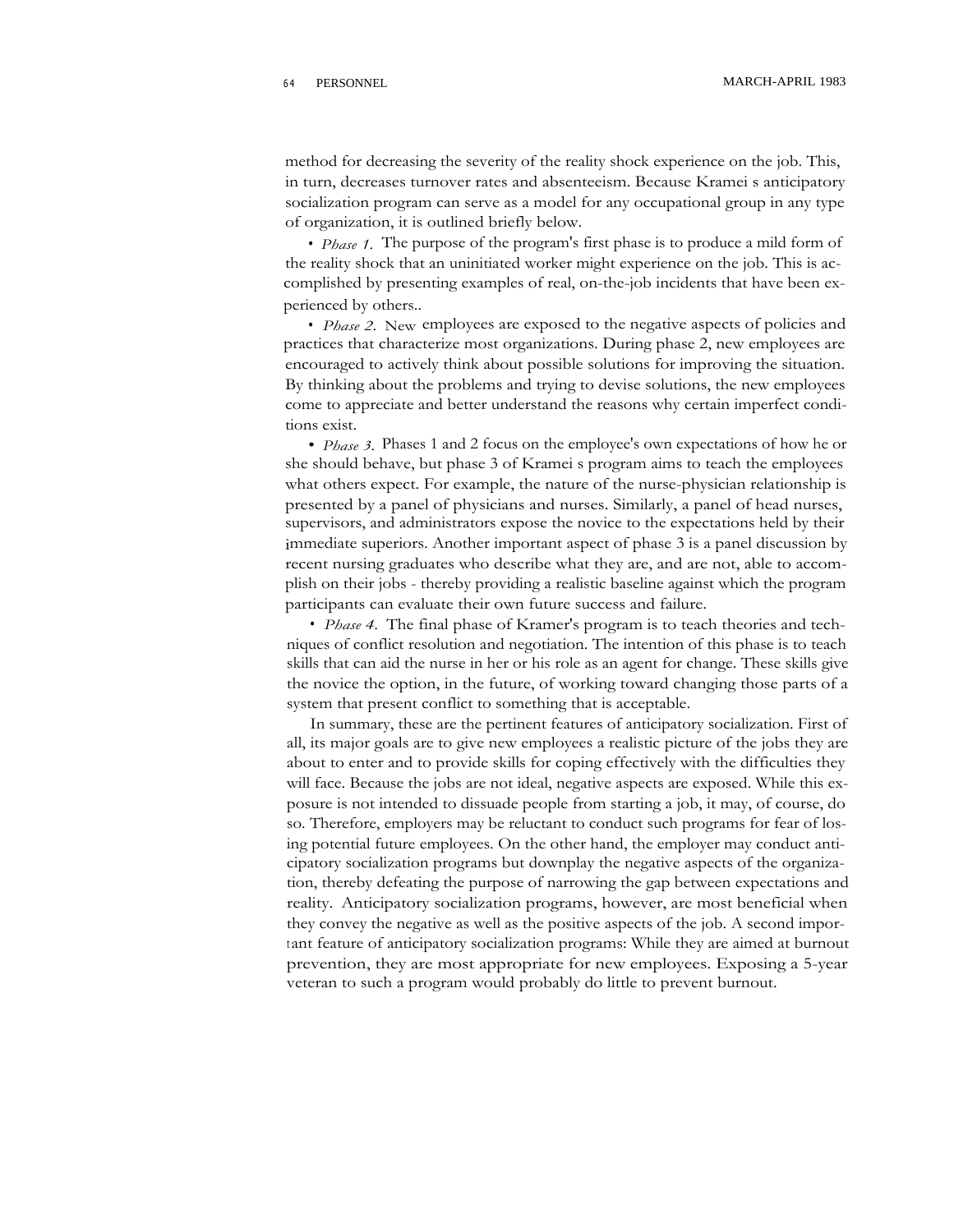method for decreasing the severity of the reality shock experience on the job. This, in turn, decreases turnover rates and absenteeism. Because Kramei s anticipatory socialization program can serve as a model for any occupational group in any type of organization, it is outlined briefly below.

- *Phase 1.* The purpose of the program's first phase is to produce a mild form of the reality shock that an uninitiated worker might experience on the job. This is accomplished by presenting examples of real, on-the-job incidents that have been experienced by others..

- *Phase 2.* New employees are exposed to the negative aspects of policies and practices that characterize most organizations. During phase 2, new employees are encouraged to actively think about possible solutions for improving the situation. By thinking about the problems and trying to devise solutions, the new employees come to appreciate and better understand the reasons why certain imperfect conditions exist.

- *Phase 3.* Phases 1 and 2 focus on the employee's own expectations of how he or she should behave, but phase 3 of Kramei s program aims to teach the employees what others expect. For example, the nature of the nurse-physician relationship is presented by a panel of physicians and nurses. Similarly, a panel of head nurses, supervisors, and administrators expose the novice to the expectations held by their immediate superiors. Another important aspect of phase 3 is a panel discussion by recent nursing graduates who describe what they are, and are not, able to accomplish on their jobs - thereby providing a realistic baseline against which the program participants can evaluate their own future success and failure.

- *Phase 4.* The final phase of Kramer's program is to teach theories and techniques of conflict resolution and negotiation. The intention of this phase is to teach skills that can aid the nurse in her or his role as an agent for change. These skills give the novice the option, in the future, of working toward changing those parts of a system that present conflict to something that is acceptable.

In summary, these are the pertinent features of anticipatory socialization. First of all, its major goals are to give new employees a realistic picture of the jobs they are about to enter and to provide skills for coping effectively with the difficulties they will face. Because the jobs are not ideal, negative aspects are exposed. While this exposure is not intended to dissuade people from starting a job, it may, of course, do so. Therefore, employers may be reluctant to conduct such programs for fear of losing potential future employees. On the other hand, the employer may conduct anticipatory socialization programs but downplay the negative aspects of the organization, thereby defeating the purpose of narrowing the gap between expectations and reality. Anticipatory socialization programs, however, are most beneficial when they convey the negative as well as the positive aspects of the job. A second important feature of anticipatory socialization programs: While they are aimed at burnout prevention, they are most appropriate for new employees. Exposing a 5-year veteran to such a program would probably do little to prevent burnout.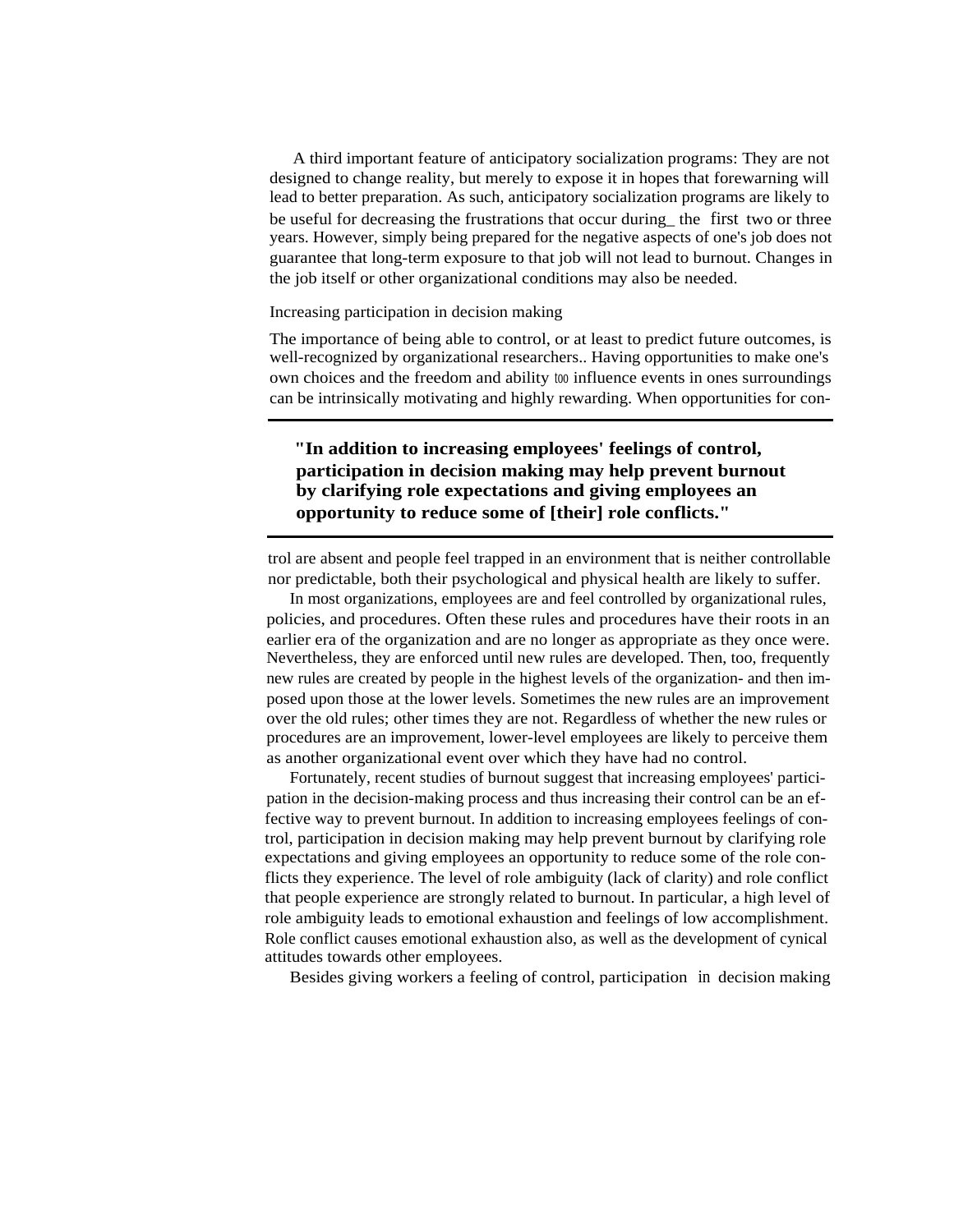A third important feature of anticipatory socialization programs: They are not designed to change reality, but merely to expose it in hopes that forewarning will lead to better preparation. As such, anticipatory socialization programs are likely to be useful for decreasing the frustrations that occur during_ the first two or three years. However, simply being prepared for the negative aspects of one's job does not guarantee that long-term exposure to that job will not lead to burnout. Changes in the job itself or other organizational conditions may also be needed.

## Increasing participation in decision making

The importance of being able to control, or at least to predict future outcomes, is well-recognized by organizational researchers.. Having opportunities to make one's own choices and the freedom and ability too influence events in ones surroundings can be intrinsically motivating and highly rewarding. When opportunities for control are absent and people feel trapped in an environment that is neither controllable nor predictable, both their psychological and physical health are likely to suffer.

> **"In addition to increasing employees' feelings of control, participation in decision making may help prevent burnout by clarifying role expectations and giving employees an opportunity to reduce some of [their] role conflicts."**

In most organizations, employees are and feel controlled by organizational rules, policies, and procedures. Often these rules and procedures have their roots in an earlier era of the organization and are no longer as appropriate as they once were. Nevertheless, they are enforced until new rules are developed. Then, too, frequently new rules are created by people in the highest levels of the organization- and then imposed upon those at the lower levels. Sometimes the new rules are an improvement over the old rules; other times they are not. Regardless of whether the new rules or procedures are an improvement, lower-level employees are likely to perceive them as another organizational event over which they have had no control.

Fortunately, recent studies of burnout suggest that increasing employees' participation in the decision-making process and thus increasing their control can be an effective way to prevent burnout. In addition to increasing employees feelings of control, participation in decision making may help prevent burnout by clarifying role expectations and giving employees an opportunity to reduce some of the role conflicts they experience. The level of role ambiguity (lack of clarity) and role conflict that people experience are strongly related to burnout. In particular, a high level of role ambiguity leads to emotional exhaustion and feelings of low accomplishment. Role conflict causes emotional exhaustion also, as well as the development of cynical attitudes towards other employees.

Besides giving workers a feeling of control, participation in decision making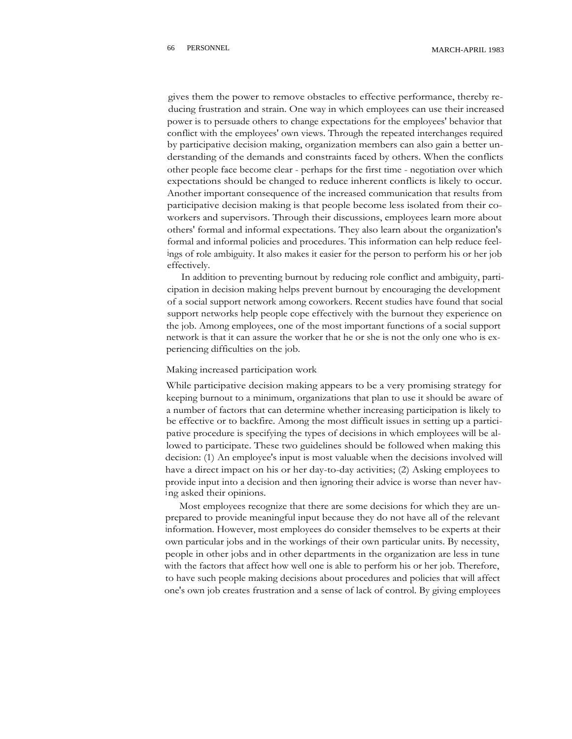gives them the power to remove obstacles to effective performance, thereby reducing frustration and strain. One way in which employees can use their increased power is to persuade others to change expectations for the employees' behavior that conflict with the employees' own views. Through the repeated interchanges required by participative decision making, organization members can also gain a better understanding of the demands and constraints faced by others. When the conflicts other people face become clear - perhaps for the first time - negotiation over which expectations should be changed to reduce inherent conflicts is likely to occur. Another important consequence of the increased communication that results from participative decision making is that people become less isolated from their coworkers and supervisors. Through their discussions, employees learn more about others' formal and informal expectations. They also learn about the organization's formal and informal policies and procedures. This information can help reduce feelings of role ambiguity. It also makes it easier for the person to perform his or her job effectively.

In addition to preventing burnout by reducing role conflict and ambiguity, participation in decision making helps prevent burnout by encouraging the development of a social support network among coworkers. Recent studies have found that social support networks help people cope effectively with the burnout they experience on the job. Among employees, one of the most important functions of a social support network is that it can assure the worker that he or she is not the only one who is experiencing difficulties on the job.

## Making increased participation work

While participative decision making appears to be a very promising strategy for keeping burnout to a minimum, organizations that plan to use it should be aware of a number of factors that can determine whether increasing participation is likely to be effective or to backfire. Among the most difficult issues in setting up a participative procedure is specifying the types of decisions in which employees will be allowed to participate. These two guidelines should be followed when making this decision: (1) An employee's input is most valuable when the decisions involved will have a direct impact on his or her day-to-day activities; (2) Asking employees to provide input into a decision and then ignoring their advice is worse than never having asked their opinions.

Most employees recognize that there are some decisions for which they are unprepared to provide meaningful input because they do not have all of the relevant information. However, most employees do consider themselves to be experts at their own particular jobs and in the workings of their own particular units. By necessity, people in other jobs and in other departments in the organization are less in tune with the factors that affect how well one is able to perform his or her job. Therefore, to have such people making decisions about procedures and policies that will affect one's own job creates frustration and a sense of lack of control. By giving employees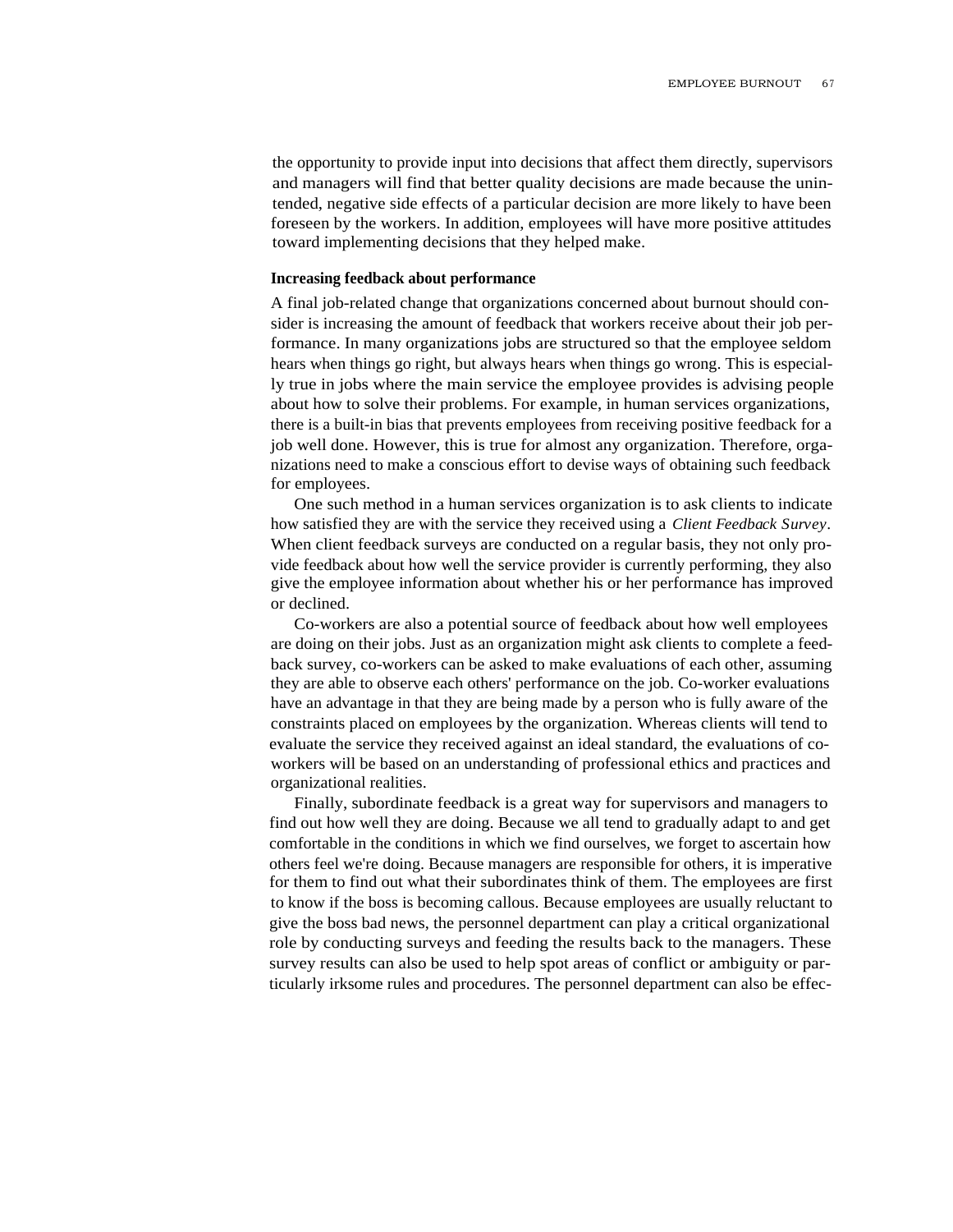the opportunity to provide input into decisions that affect them directly, supervisors and managers will find that better quality decisions are made because the unintended, negative side effects of a particular decision are more likely to have been foreseen by the workers. In addition, employees will have more positive attitudes toward implementing decisions that they helped make.

### Increasing feedback about performance

A final job-related change that organizations concerned about burnout should consider is increasing the amount of feedback that workers receive about their job performance. In many organizations jobs are structured so that the employee seldom hears when things go right, but always hears when things go wrong. This is especially true in jobs where the main service the employee provides is advising people about how to solve their problems. For example, in human services organizations, there is a built-in bias that prevents employees from receiving positive feedback for a job well done. However, this is true for almost any organization. Therefore, organizations need to make a conscious effort to devise ways of obtaining such feedback for employees.

One such method in a human services organization is to ask clients to indicate how satisfied they are with the service they received using a *Client Feedback Survey*. When client feedback surveys are conducted on a regular basis, they not only provide feedback about how well the service provider is currently performing, they also give the employee information about whether his or her performance has improved or declined.

Co-workers are also a potential source of feedback about how well employees are doing on their jobs. Just as an organization might ask clients to complete a feedback survey, co-workers can be asked to make evaluations of each other, assuming they are able to observe each others' performance on the job. Co-worker evaluations have an advantage in that they are being made by a person who is fully aware of the constraints placed on employees by the organization. Whereas clients will tend to evaluate the service they received against an ideal standard, the evaluations of co-workers will be based on an understanding of professional ethics and practices and organizational realities.

Finally, subordinate feedback is a great way for supervisors and managers to find out how well they are doing. Because we all tend to gradually adapt to and get comfortable in the conditions in which we find ourselves, we forget to ascertain how others feel we're doing. Because managers are responsible for others, it is imperative for them to find out what their subordinates think of them. The employees are first to know if the boss is becoming callous. Because employees are usually reluctant to give the boss bad news, the personnel department can play a critical organizational role by conducting surveys and feeding the results back to the managers. These survey results can also be used to help spot areas of conflict or ambiguity or particularly irksome rules and procedures. The personnel department can also be effec-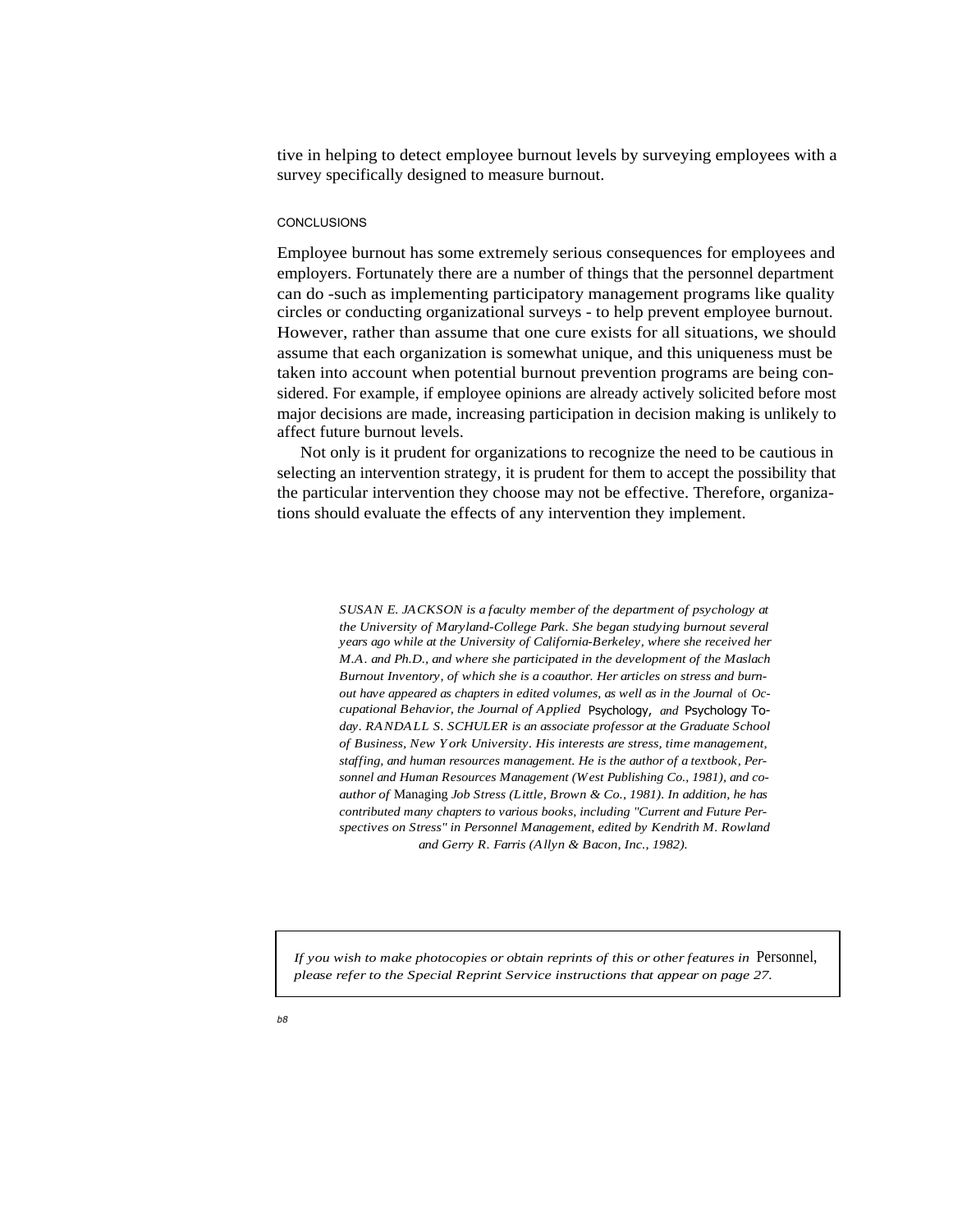tive in helping to detect employee burnout levels by surveying employees with a survey specifically designed to measure burnout.

## CONCLUSIONS

Employee burnout has some extremely serious consequences for employees and employers. Fortunately there are a number of things that the personnel department can do -such as implementing participatory management programs like quality circles or conducting organizational surveys - to help prevent employee burnout. However, rather than assume that one cure exists for all situations, we should assume that each organization is somewhat unique, and this uniqueness must be taken into account when potential burnout prevention programs are being considered. For example, if employee opinions are already actively solicited before most major decisions are made, increasing participation in decision making is unlikely to affect future burnout levels.

Not only is it prudent for organizations to recognize the need to be cautious in selecting an intervention strategy, it is prudent for them to accept the possibility that the particular intervention they choose may not be effective. Therefore, organizations should evaluate the effects of any intervention they implement.

*SUSAN E. JACKSON is a faculty member of the department of psychology at the University of Maryland-College Park. She began studying burnout several years ago while at the University of California-Berkeley, where she received her M.A. and Ph.D., and where she participated in the development of the Maslach Burnout Inventory, of which she is a coauthor. Her articles on stress and burnout have appeared as chapters in edited volumes, as well as in the Journal of Occupational Behavior, the Journal of Applied* Psychology, *and* Psychology Today. *RANDALL S. SCHULER is an associate professor at the Graduate School of Business, New York University. His interests are stress, time management, staffing, and human resources management. He is the author of a textbook, Personnel and Human Resources Management (West Publishing Co., 1981), and coauthor of* Managing *Job Stress (Little, Brown & Co., 1981). In addition, he has contributed many chapters to various books, including "Current and Future Perspectives on Stress" in Personnel Management, edited by Kendrith M. Rowland and Gerry R. Farris (Allyn & Bacon, Inc., 1982).*

*If you wish to make photocopies or obtain reprints of this or other features in* Personnel, *please refer to the Special Reprint Service instructions that appear on page 27.*